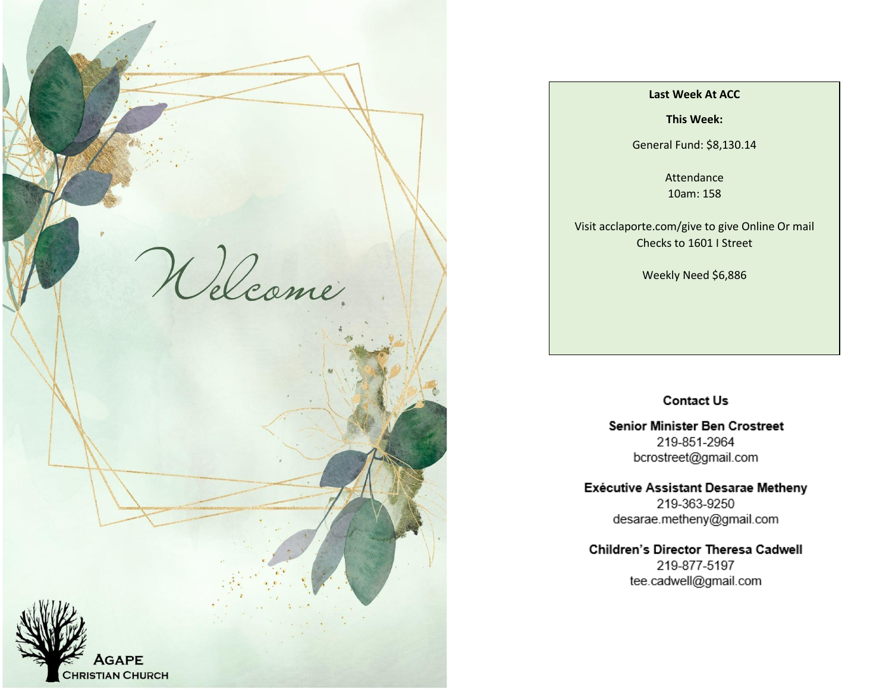Welcome

AGAPE
CHRISTIAN CHURCH

**Last Week At ACC**

**This Week:**

General Fund: $8,130.14

Attendance
10am: 158

Visit acclaporte.com/give to give Online Or mail Checks to 1601 I Street

Weekly Need $6,886

## Contact Us

**Senior Minister Ben Crostreet**
219-851-2964
bcrostreet@gmail.com

**Exécutive Assistant Desarae Metheny**
219-363-9250
desarae.metheny@gmail.com

**Children's Director Theresa Cadwell**
219-877-5197
tee.cadwell@gmail.com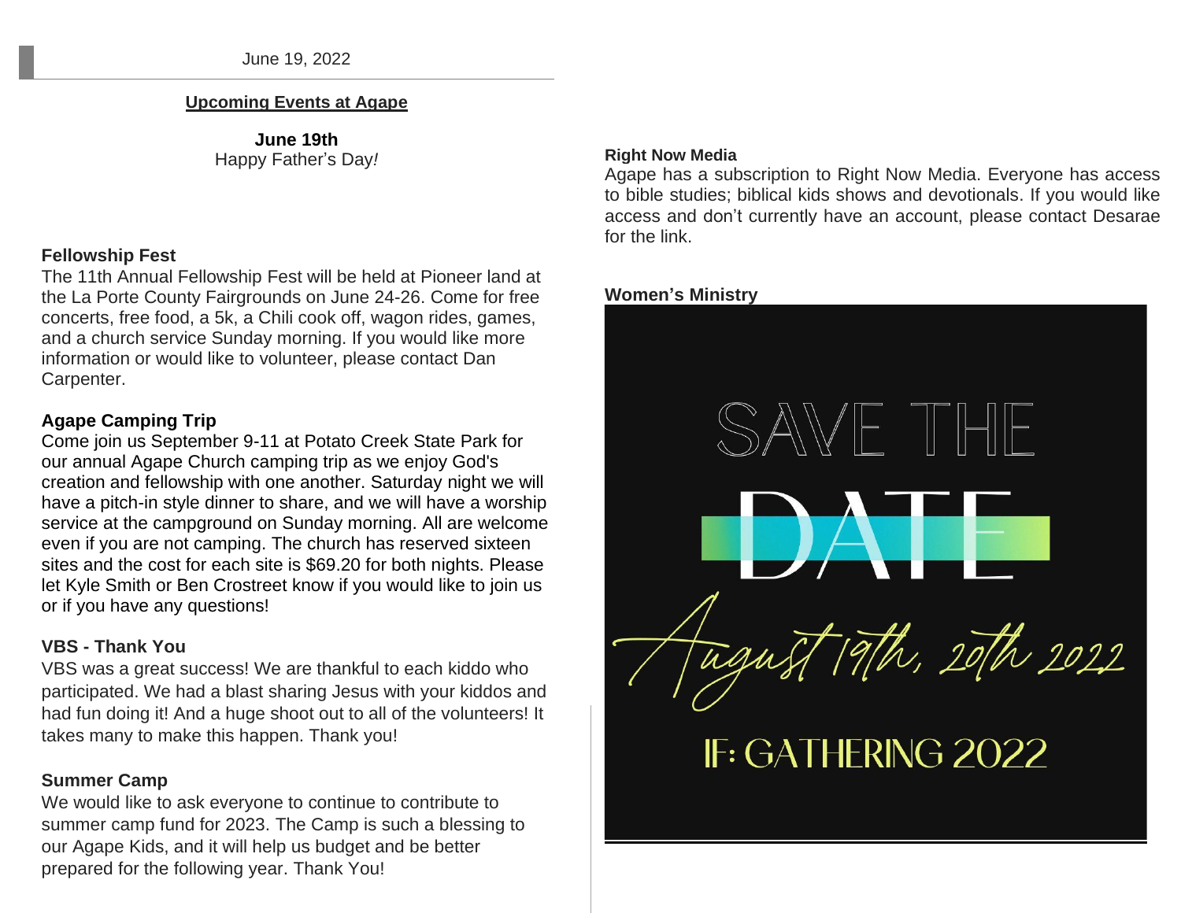June 19, 2022

## Upcoming Events at Agape

**June 19th**
Happy Father's Day!

### Fellowship Fest

The 11th Annual Fellowship Fest will be held at Pioneer land at the La Porte County Fairgrounds on June 24-26. Come for free concerts, free food, a 5k, a Chili cook off, wagon rides, games, and a church service Sunday morning. If you would like more information or would like to volunteer, please contact Dan Carpenter.

### Agape Camping Trip

Come join us September 9-11 at Potato Creek State Park for our annual Agape Church camping trip as we enjoy God's creation and fellowship with one another. Saturday night we will have a pitch-in style dinner to share, and we will have a worship service at the campground on Sunday morning. All are welcome even if you are not camping. The church has reserved sixteen sites and the cost for each site is $69.20 for both nights. Please let Kyle Smith or Ben Crostreet know if you would like to join us or if you have any questions!

### VBS - Thank You

VBS was a great success! We are thankful to each kiddo who participated. We had a blast sharing Jesus with your kiddos and had fun doing it! And a huge shoot out to all of the volunteers! It takes many to make this happen. Thank you!

### Summer Camp

We would like to ask everyone to continue to contribute to summer camp fund for 2023. The Camp is such a blessing to our Agape Kids, and it will help us budget and be better prepared for the following year. Thank You!

### Right Now Media

Agape has a subscription to Right Now Media. Everyone has access to bible studies; biblical kids shows and devotionals. If you would like access and don't currently have an account, please contact Desarae for the link.

### Women's Ministry

SAVE THE DATE

August 19th, 20th 2022

IF: GATHERING 2022